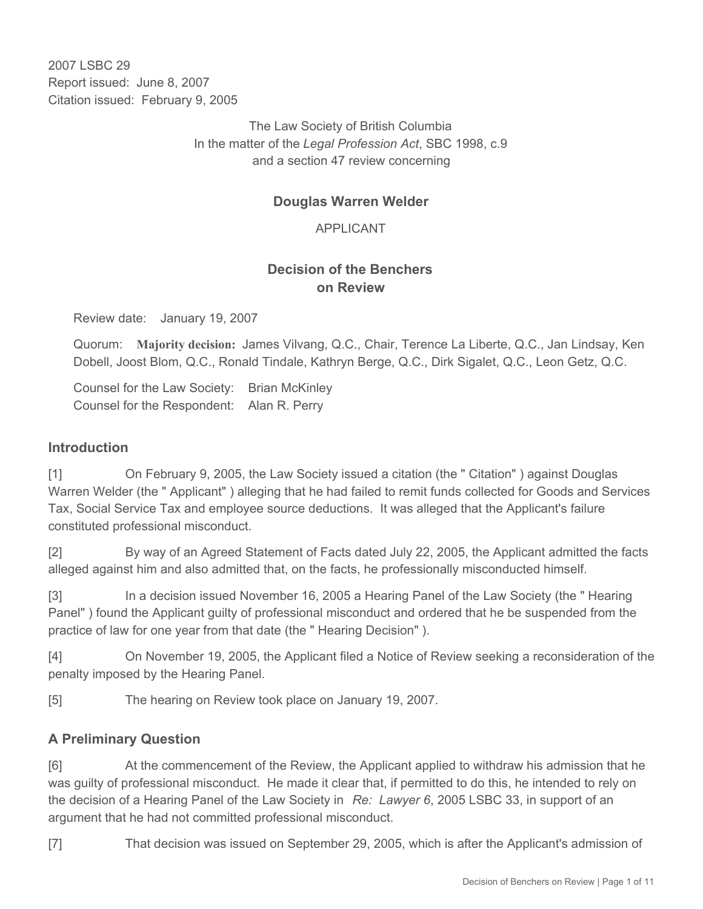2007 LSBC 29
Report issued: June 8, 2007
Citation issued: February 9, 2005

The Law Society of British Columbia
In the matter of the *Legal Profession Act*, SBC 1998, c.9
and a section 47 review concerning

**Douglas Warren Welder**

APPLICANT

**Decision of the Benchers
on Review**

Review date: January 19, 2007

Quorum: **Majority decision:** James Vilvang, Q.C., Chair, Terence La Liberte, Q.C., Jan Lindsay, Ken Dobell, Joost Blom, Q.C., Ronald Tindale, Kathryn Berge, Q.C., Dirk Sigalet, Q.C., Leon Getz, Q.C.

Counsel for the Law Society: Brian McKinley
Counsel for the Respondent: Alan R. Perry

## Introduction

[1] On February 9, 2005, the Law Society issued a citation (the " Citation" ) against Douglas Warren Welder (the " Applicant" ) alleging that he had failed to remit funds collected for Goods and Services Tax, Social Service Tax and employee source deductions. It was alleged that the Applicant's failure constituted professional misconduct.

[2] By way of an Agreed Statement of Facts dated July 22, 2005, the Applicant admitted the facts alleged against him and also admitted that, on the facts, he professionally misconducted himself.

[3] In a decision issued November 16, 2005 a Hearing Panel of the Law Society (the " Hearing Panel" ) found the Applicant guilty of professional misconduct and ordered that he be suspended from the practice of law for one year from that date (the " Hearing Decision" ).

[4] On November 19, 2005, the Applicant filed a Notice of Review seeking a reconsideration of the penalty imposed by the Hearing Panel.

[5] The hearing on Review took place on January 19, 2007.

## A Preliminary Question

[6] At the commencement of the Review, the Applicant applied to withdraw his admission that he was guilty of professional misconduct. He made it clear that, if permitted to do this, he intended to rely on the decision of a Hearing Panel of the Law Society in *Re: Lawyer 6*, 2005 LSBC 33, in support of an argument that he had not committed professional misconduct.

[7] That decision was issued on September 29, 2005, which is after the Applicant's admission of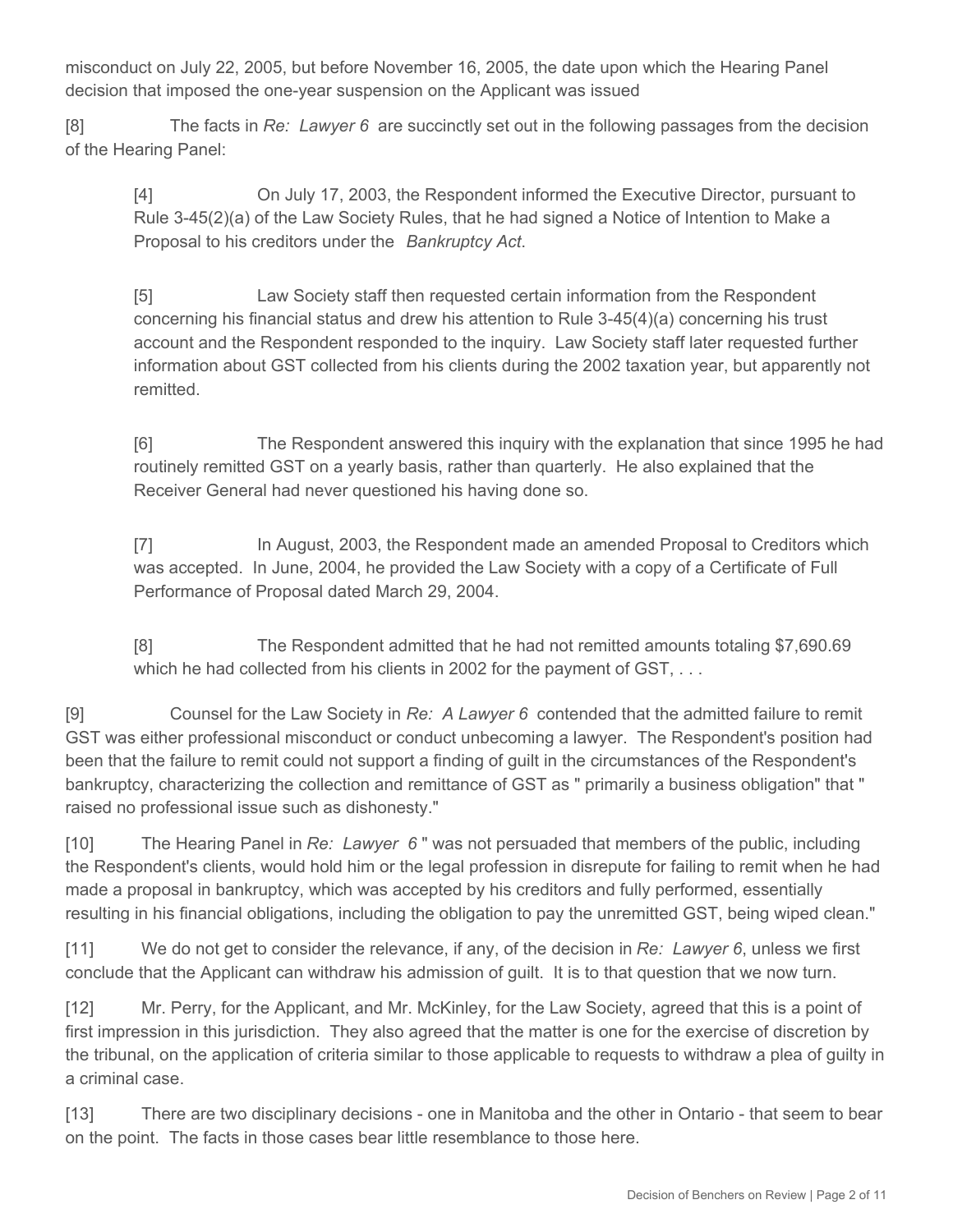misconduct on July 22, 2005, but before November 16, 2005, the date upon which the Hearing Panel decision that imposed the one-year suspension on the Applicant was issued

[8] The facts in *Re: Lawyer 6* are succinctly set out in the following passages from the decision of the Hearing Panel:

> [4] On July 17, 2003, the Respondent informed the Executive Director, pursuant to Rule 3-45(2)(a) of the Law Society Rules, that he had signed a Notice of Intention to Make a Proposal to his creditors under the *Bankruptcy Act*.
>
> [5] Law Society staff then requested certain information from the Respondent concerning his financial status and drew his attention to Rule 3-45(4)(a) concerning his trust account and the Respondent responded to the inquiry. Law Society staff later requested further information about GST collected from his clients during the 2002 taxation year, but apparently not remitted.
>
> [6] The Respondent answered this inquiry with the explanation that since 1995 he had routinely remitted GST on a yearly basis, rather than quarterly. He also explained that the Receiver General had never questioned his having done so.
>
> [7] In August, 2003, the Respondent made an amended Proposal to Creditors which was accepted. In June, 2004, he provided the Law Society with a copy of a Certificate of Full Performance of Proposal dated March 29, 2004.
>
> [8] The Respondent admitted that he had not remitted amounts totaling $7,690.69 which he had collected from his clients in 2002 for the payment of GST, . . .

[9] Counsel for the Law Society in *Re: A Lawyer 6* contended that the admitted failure to remit GST was either professional misconduct or conduct unbecoming a lawyer. The Respondent's position had been that the failure to remit could not support a finding of guilt in the circumstances of the Respondent's bankruptcy, characterizing the collection and remittance of GST as " primarily a business obligation" that " raised no professional issue such as dishonesty."

[10] The Hearing Panel in *Re: Lawyer 6* " was not persuaded that members of the public, including the Respondent's clients, would hold him or the legal profession in disrepute for failing to remit when he had made a proposal in bankruptcy, which was accepted by his creditors and fully performed, essentially resulting in his financial obligations, including the obligation to pay the unremitted GST, being wiped clean."

[11] We do not get to consider the relevance, if any, of the decision in *Re: Lawyer 6*, unless we first conclude that the Applicant can withdraw his admission of guilt. It is to that question that we now turn.

[12] Mr. Perry, for the Applicant, and Mr. McKinley, for the Law Society, agreed that this is a point of first impression in this jurisdiction. They also agreed that the matter is one for the exercise of discretion by the tribunal, on the application of criteria similar to those applicable to requests to withdraw a plea of guilty in a criminal case.

[13] There are two disciplinary decisions - one in Manitoba and the other in Ontario - that seem to bear on the point. The facts in those cases bear little resemblance to those here.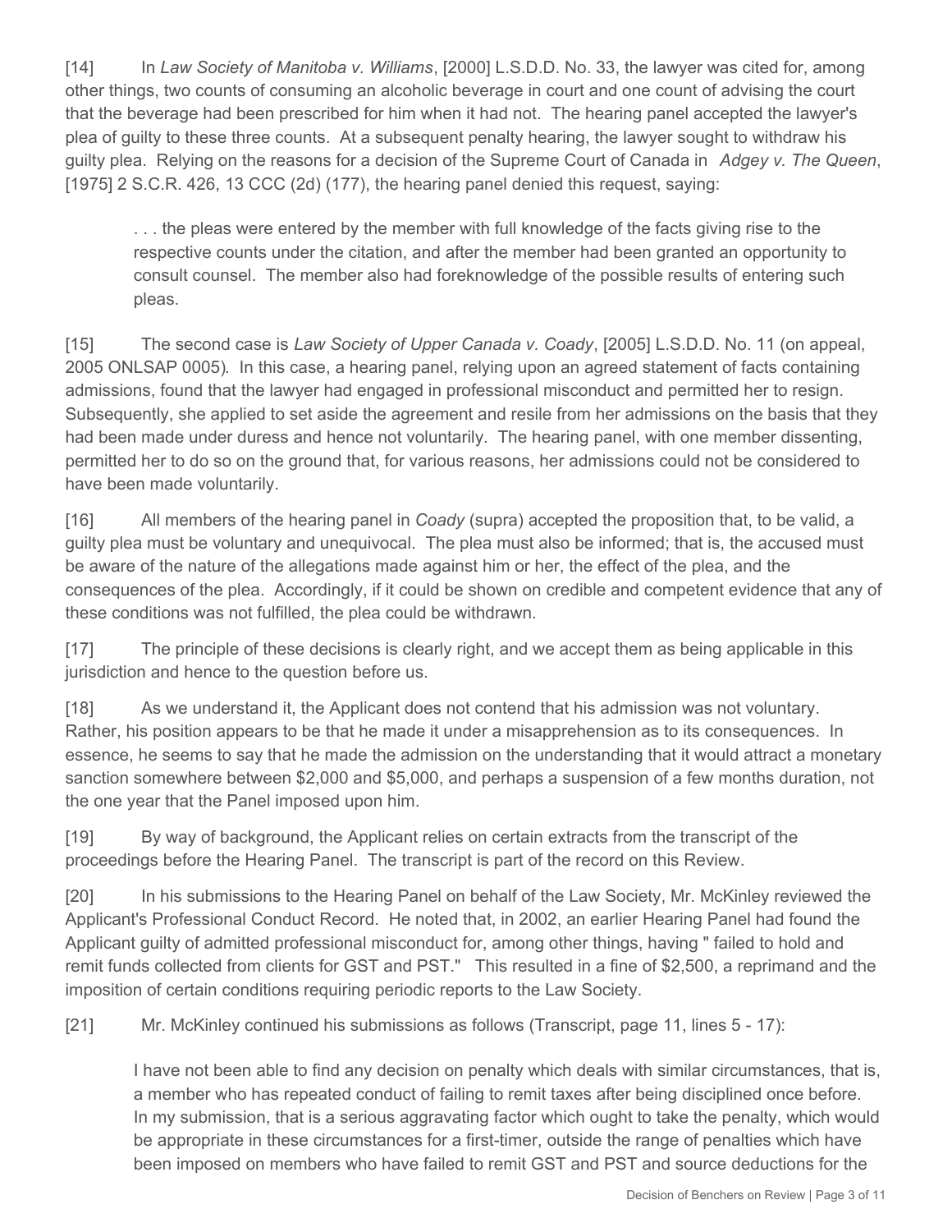[14] In *Law Society of Manitoba v. Williams*, [2000] L.S.D.D. No. 33, the lawyer was cited for, among other things, two counts of consuming an alcoholic beverage in court and one count of advising the court that the beverage had been prescribed for him when it had not. The hearing panel accepted the lawyer's plea of guilty to these three counts. At a subsequent penalty hearing, the lawyer sought to withdraw his guilty plea. Relying on the reasons for a decision of the Supreme Court of Canada in *Adgey v. The Queen*, [1975] 2 S.C.R. 426, 13 CCC (2d) (177), the hearing panel denied this request, saying:

> . . . the pleas were entered by the member with full knowledge of the facts giving rise to the respective counts under the citation, and after the member had been granted an opportunity to consult counsel. The member also had foreknowledge of the possible results of entering such pleas.

[15] The second case is *Law Society of Upper Canada v. Coady*, [2005] L.S.D.D. No. 11 (on appeal, 2005 ONLSAP 0005). In this case, a hearing panel, relying upon an agreed statement of facts containing admissions, found that the lawyer had engaged in professional misconduct and permitted her to resign. Subsequently, she applied to set aside the agreement and resile from her admissions on the basis that they had been made under duress and hence not voluntarily. The hearing panel, with one member dissenting, permitted her to do so on the ground that, for various reasons, her admissions could not be considered to have been made voluntarily.

[16] All members of the hearing panel in *Coady* (supra) accepted the proposition that, to be valid, a guilty plea must be voluntary and unequivocal. The plea must also be informed; that is, the accused must be aware of the nature of the allegations made against him or her, the effect of the plea, and the consequences of the plea. Accordingly, if it could be shown on credible and competent evidence that any of these conditions was not fulfilled, the plea could be withdrawn.

[17] The principle of these decisions is clearly right, and we accept them as being applicable in this jurisdiction and hence to the question before us.

[18] As we understand it, the Applicant does not contend that his admission was not voluntary. Rather, his position appears to be that he made it under a misapprehension as to its consequences. In essence, he seems to say that he made the admission on the understanding that it would attract a monetary sanction somewhere between $2,000 and $5,000, and perhaps a suspension of a few months duration, not the one year that the Panel imposed upon him.

[19] By way of background, the Applicant relies on certain extracts from the transcript of the proceedings before the Hearing Panel. The transcript is part of the record on this Review.

[20] In his submissions to the Hearing Panel on behalf of the Law Society, Mr. McKinley reviewed the Applicant's Professional Conduct Record. He noted that, in 2002, an earlier Hearing Panel had found the Applicant guilty of admitted professional misconduct for, among other things, having " failed to hold and remit funds collected from clients for GST and PST." This resulted in a fine of $2,500, a reprimand and the imposition of certain conditions requiring periodic reports to the Law Society.

[21] Mr. McKinley continued his submissions as follows (Transcript, page 11, lines 5 - 17):

> I have not been able to find any decision on penalty which deals with similar circumstances, that is, a member who has repeated conduct of failing to remit taxes after being disciplined once before. In my submission, that is a serious aggravating factor which ought to take the penalty, which would be appropriate in these circumstances for a first-timer, outside the range of penalties which have been imposed on members who have failed to remit GST and PST and source deductions for the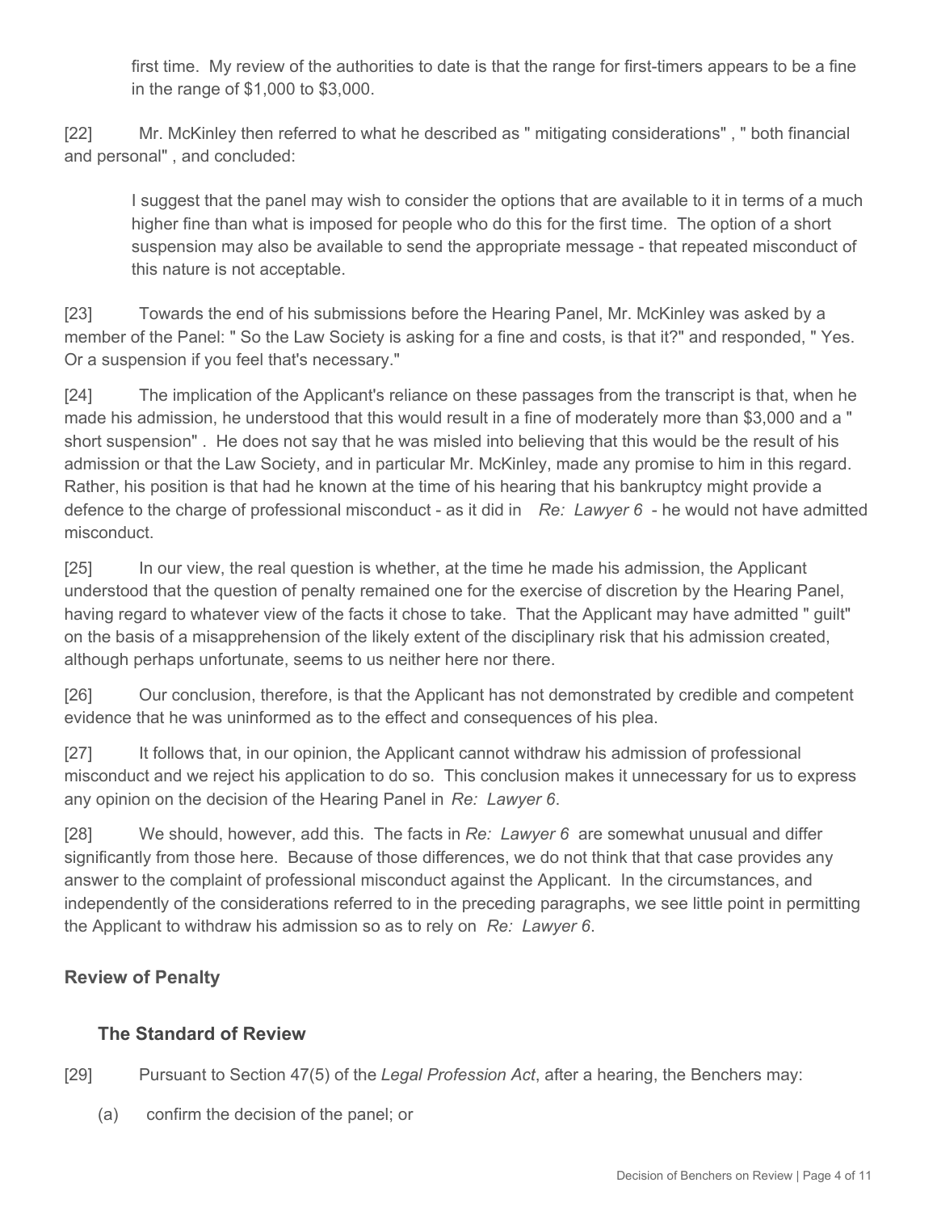> first time. My review of the authorities to date is that the range for first-timers appears to be a fine in the range of $1,000 to $3,000.

[22] Mr. McKinley then referred to what he described as " mitigating considerations" , " both financial and personal" , and concluded:

> I suggest that the panel may wish to consider the options that are available to it in terms of a much higher fine than what is imposed for people who do this for the first time. The option of a short suspension may also be available to send the appropriate message - that repeated misconduct of this nature is not acceptable.

[23] Towards the end of his submissions before the Hearing Panel, Mr. McKinley was asked by a member of the Panel: " So the Law Society is asking for a fine and costs, is that it?" and responded, " Yes. Or a suspension if you feel that's necessary."

[24] The implication of the Applicant's reliance on these passages from the transcript is that, when he made his admission, he understood that this would result in a fine of moderately more than $3,000 and a " short suspension" . He does not say that he was misled into believing that this would be the result of his admission or that the Law Society, and in particular Mr. McKinley, made any promise to him in this regard. Rather, his position is that had he known at the time of his hearing that his bankruptcy might provide a defence to the charge of professional misconduct - as it did in *Re: Lawyer 6* - he would not have admitted misconduct.

[25] In our view, the real question is whether, at the time he made his admission, the Applicant understood that the question of penalty remained one for the exercise of discretion by the Hearing Panel, having regard to whatever view of the facts it chose to take. That the Applicant may have admitted " guilt" on the basis of a misapprehension of the likely extent of the disciplinary risk that his admission created, although perhaps unfortunate, seems to us neither here nor there.

[26] Our conclusion, therefore, is that the Applicant has not demonstrated by credible and competent evidence that he was uninformed as to the effect and consequences of his plea.

[27] It follows that, in our opinion, the Applicant cannot withdraw his admission of professional misconduct and we reject his application to do so. This conclusion makes it unnecessary for us to express any opinion on the decision of the Hearing Panel in *Re: Lawyer 6*.

[28] We should, however, add this. The facts in *Re: Lawyer 6* are somewhat unusual and differ significantly from those here. Because of those differences, we do not think that that case provides any answer to the complaint of professional misconduct against the Applicant. In the circumstances, and independently of the considerations referred to in the preceding paragraphs, we see little point in permitting the Applicant to withdraw his admission so as to rely on *Re: Lawyer 6*.

## Review of Penalty

### The Standard of Review

[29] Pursuant to Section 47(5) of the *Legal Profession Act*, after a hearing, the Benchers may:

(a) confirm the decision of the panel; or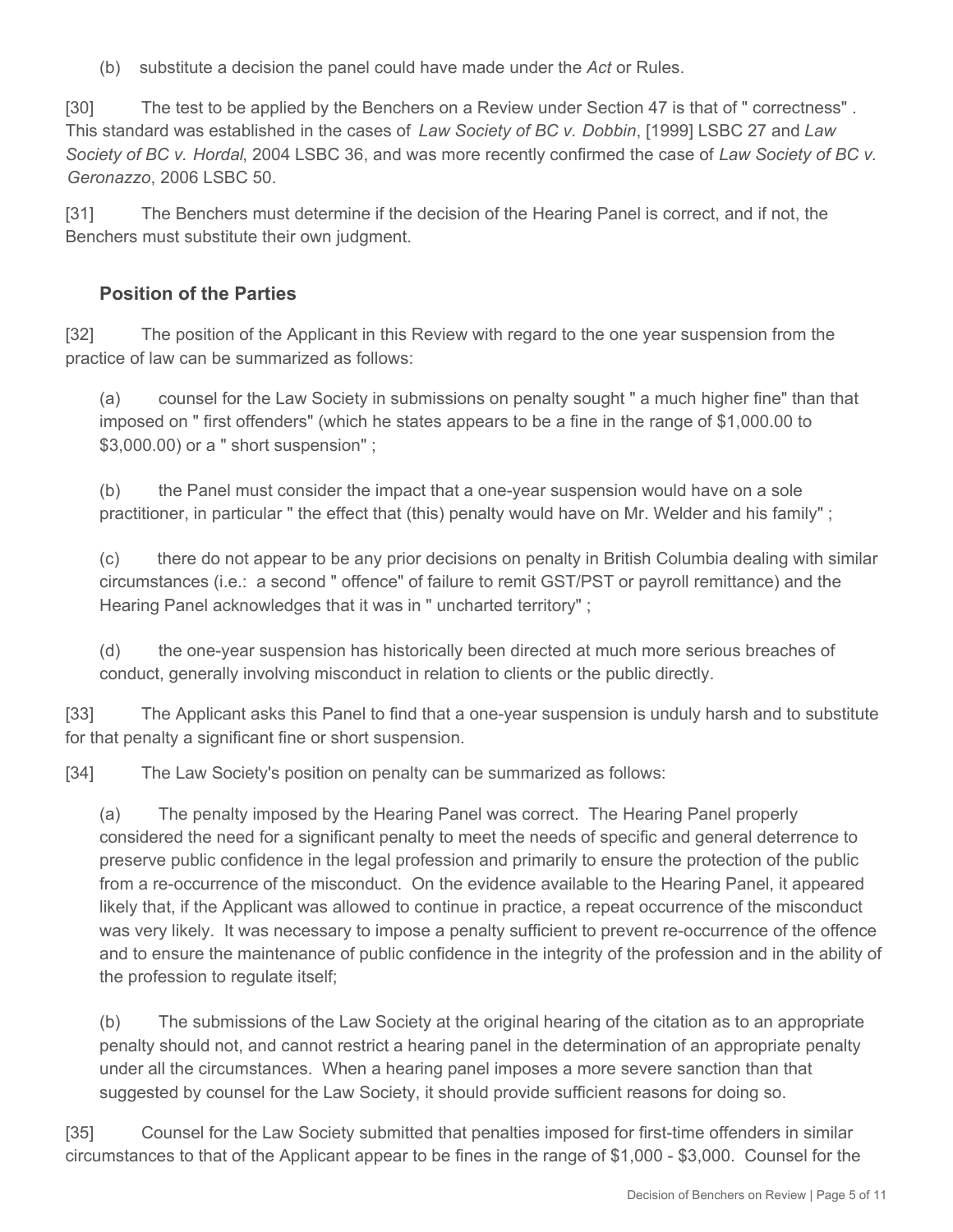(b) substitute a decision the panel could have made under the *Act* or Rules.

[30] The test to be applied by the Benchers on a Review under Section 47 is that of " correctness" . This standard was established in the cases of *Law Society of BC v. Dobbin*, [1999] LSBC 27 and *Law Society of BC v. Hordal*, 2004 LSBC 36, and was more recently confirmed the case of *Law Society of BC v. Geronazzo*, 2006 LSBC 50.

[31] The Benchers must determine if the decision of the Hearing Panel is correct, and if not, the Benchers must substitute their own judgment.

## Position of the Parties

[32] The position of the Applicant in this Review with regard to the one year suspension from the practice of law can be summarized as follows:

(a) counsel for the Law Society in submissions on penalty sought " a much higher fine" than that imposed on " first offenders" (which he states appears to be a fine in the range of $1,000.00 to $3,000.00) or a " short suspension" ;

(b) the Panel must consider the impact that a one-year suspension would have on a sole practitioner, in particular " the effect that (this) penalty would have on Mr. Welder and his family" ;

(c) there do not appear to be any prior decisions on penalty in British Columbia dealing with similar circumstances (i.e.: a second " offence" of failure to remit GST/PST or payroll remittance) and the Hearing Panel acknowledges that it was in " uncharted territory" ;

(d) the one-year suspension has historically been directed at much more serious breaches of conduct, generally involving misconduct in relation to clients or the public directly.

[33] The Applicant asks this Panel to find that a one-year suspension is unduly harsh and to substitute for that penalty a significant fine or short suspension.

[34] The Law Society's position on penalty can be summarized as follows:

(a) The penalty imposed by the Hearing Panel was correct. The Hearing Panel properly considered the need for a significant penalty to meet the needs of specific and general deterrence to preserve public confidence in the legal profession and primarily to ensure the protection of the public from a re-occurrence of the misconduct. On the evidence available to the Hearing Panel, it appeared likely that, if the Applicant was allowed to continue in practice, a repeat occurrence of the misconduct was very likely. It was necessary to impose a penalty sufficient to prevent re-occurrence of the offence and to ensure the maintenance of public confidence in the integrity of the profession and in the ability of the profession to regulate itself;

(b) The submissions of the Law Society at the original hearing of the citation as to an appropriate penalty should not, and cannot restrict a hearing panel in the determination of an appropriate penalty under all the circumstances. When a hearing panel imposes a more severe sanction than that suggested by counsel for the Law Society, it should provide sufficient reasons for doing so.

[35] Counsel for the Law Society submitted that penalties imposed for first-time offenders in similar circumstances to that of the Applicant appear to be fines in the range of $1,000 - $3,000. Counsel for the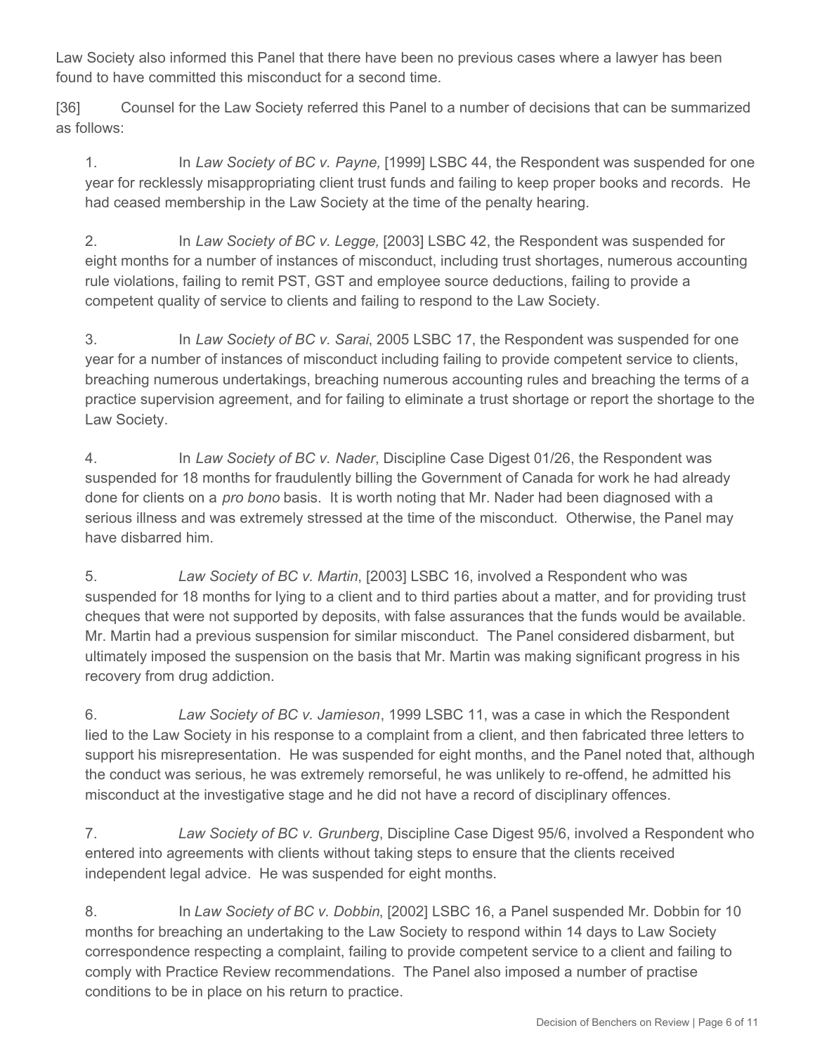Law Society also informed this Panel that there have been no previous cases where a lawyer has been found to have committed this misconduct for a second time.

[36] Counsel for the Law Society referred this Panel to a number of decisions that can be summarized as follows:

1. In *Law Society of BC v. Payne,* [1999] LSBC 44, the Respondent was suspended for one year for recklessly misappropriating client trust funds and failing to keep proper books and records. He had ceased membership in the Law Society at the time of the penalty hearing.

2. In *Law Society of BC v. Legge,* [2003] LSBC 42, the Respondent was suspended for eight months for a number of instances of misconduct, including trust shortages, numerous accounting rule violations, failing to remit PST, GST and employee source deductions, failing to provide a competent quality of service to clients and failing to respond to the Law Society.

3. In *Law Society of BC v. Sarai*, 2005 LSBC 17, the Respondent was suspended for one year for a number of instances of misconduct including failing to provide competent service to clients, breaching numerous undertakings, breaching numerous accounting rules and breaching the terms of a practice supervision agreement, and for failing to eliminate a trust shortage or report the shortage to the Law Society.

4. In *Law Society of BC v. Nader*, Discipline Case Digest 01/26, the Respondent was suspended for 18 months for fraudulently billing the Government of Canada for work he had already done for clients on a *pro bono* basis. It is worth noting that Mr. Nader had been diagnosed with a serious illness and was extremely stressed at the time of the misconduct. Otherwise, the Panel may have disbarred him.

5. *Law Society of BC v. Martin*, [2003] LSBC 16, involved a Respondent who was suspended for 18 months for lying to a client and to third parties about a matter, and for providing trust cheques that were not supported by deposits, with false assurances that the funds would be available. Mr. Martin had a previous suspension for similar misconduct. The Panel considered disbarment, but ultimately imposed the suspension on the basis that Mr. Martin was making significant progress in his recovery from drug addiction.

6. *Law Society of BC v. Jamieson*, 1999 LSBC 11, was a case in which the Respondent lied to the Law Society in his response to a complaint from a client, and then fabricated three letters to support his misrepresentation. He was suspended for eight months, and the Panel noted that, although the conduct was serious, he was extremely remorseful, he was unlikely to re-offend, he admitted his misconduct at the investigative stage and he did not have a record of disciplinary offences.

7. *Law Society of BC v. Grunberg*, Discipline Case Digest 95/6, involved a Respondent who entered into agreements with clients without taking steps to ensure that the clients received independent legal advice. He was suspended for eight months.

8. In *Law Society of BC v. Dobbin*, [2002] LSBC 16, a Panel suspended Mr. Dobbin for 10 months for breaching an undertaking to the Law Society to respond within 14 days to Law Society correspondence respecting a complaint, failing to provide competent service to a client and failing to comply with Practice Review recommendations. The Panel also imposed a number of practise conditions to be in place on his return to practice.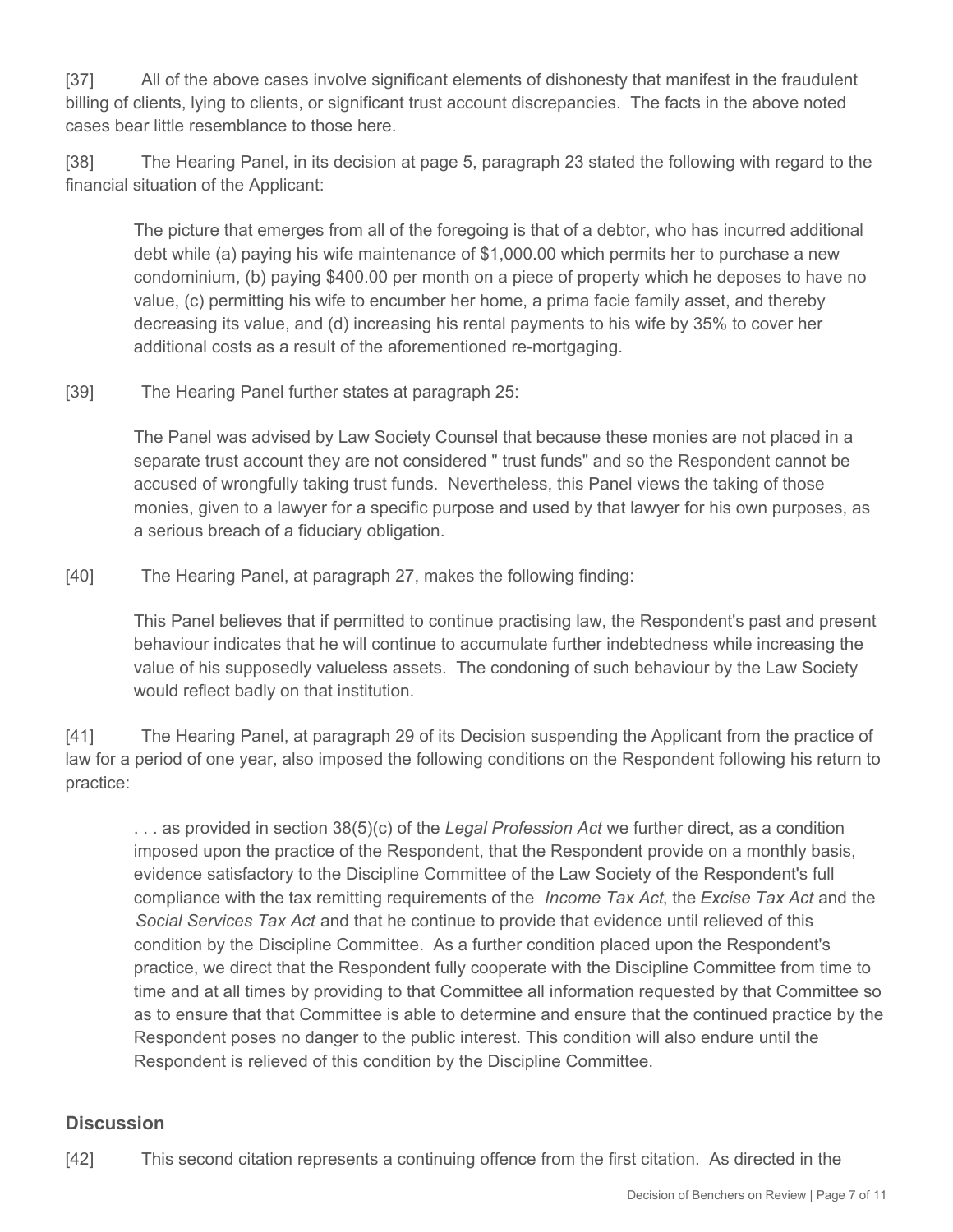[37] All of the above cases involve significant elements of dishonesty that manifest in the fraudulent billing of clients, lying to clients, or significant trust account discrepancies. The facts in the above noted cases bear little resemblance to those here.

[38] The Hearing Panel, in its decision at page 5, paragraph 23 stated the following with regard to the financial situation of the Applicant:

> The picture that emerges from all of the foregoing is that of a debtor, who has incurred additional debt while (a) paying his wife maintenance of $1,000.00 which permits her to purchase a new condominium, (b) paying $400.00 per month on a piece of property which he deposes to have no value, (c) permitting his wife to encumber her home, a prima facie family asset, and thereby decreasing its value, and (d) increasing his rental payments to his wife by 35% to cover her additional costs as a result of the aforementioned re-mortgaging.

[39] The Hearing Panel further states at paragraph 25:

> The Panel was advised by Law Society Counsel that because these monies are not placed in a separate trust account they are not considered " trust funds" and so the Respondent cannot be accused of wrongfully taking trust funds. Nevertheless, this Panel views the taking of those monies, given to a lawyer for a specific purpose and used by that lawyer for his own purposes, as a serious breach of a fiduciary obligation.

[40] The Hearing Panel, at paragraph 27, makes the following finding:

> This Panel believes that if permitted to continue practising law, the Respondent's past and present behaviour indicates that he will continue to accumulate further indebtedness while increasing the value of his supposedly valueless assets. The condoning of such behaviour by the Law Society would reflect badly on that institution.

[41] The Hearing Panel, at paragraph 29 of its Decision suspending the Applicant from the practice of law for a period of one year, also imposed the following conditions on the Respondent following his return to practice:

> . . . as provided in section 38(5)(c) of the *Legal Profession Act* we further direct, as a condition imposed upon the practice of the Respondent, that the Respondent provide on a monthly basis, evidence satisfactory to the Discipline Committee of the Law Society of the Respondent's full compliance with the tax remitting requirements of the *Income Tax Act*, the *Excise Tax Act* and the *Social Services Tax Act* and that he continue to provide that evidence until relieved of this condition by the Discipline Committee. As a further condition placed upon the Respondent's practice, we direct that the Respondent fully cooperate with the Discipline Committee from time to time and at all times by providing to that Committee all information requested by that Committee so as to ensure that that Committee is able to determine and ensure that the continued practice by the Respondent poses no danger to the public interest. This condition will also endure until the Respondent is relieved of this condition by the Discipline Committee.

## Discussion

[42] This second citation represents a continuing offence from the first citation. As directed in the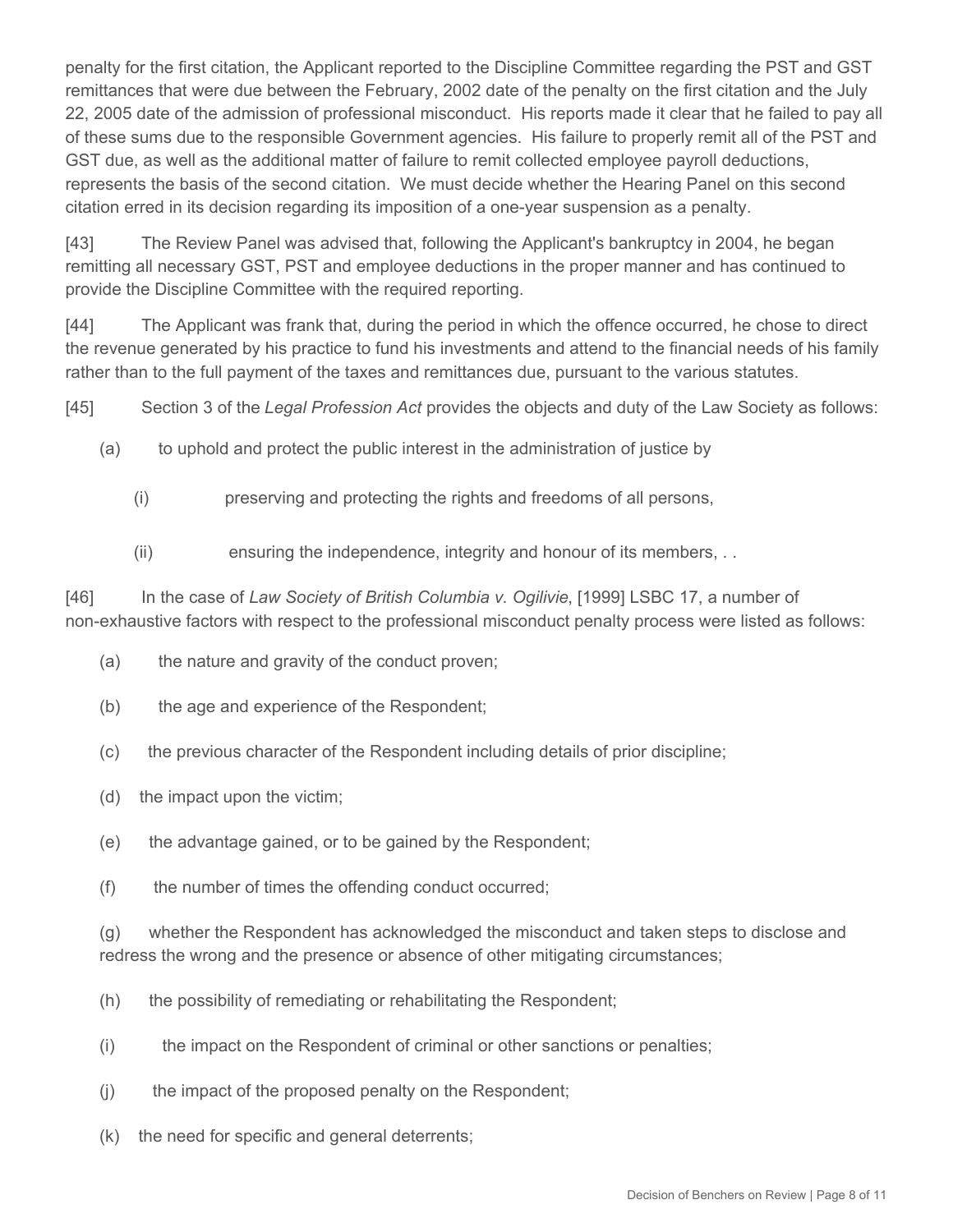penalty for the first citation, the Applicant reported to the Discipline Committee regarding the PST and GST remittances that were due between the February, 2002 date of the penalty on the first citation and the July 22, 2005 date of the admission of professional misconduct. His reports made it clear that he failed to pay all of these sums due to the responsible Government agencies. His failure to properly remit all of the PST and GST due, as well as the additional matter of failure to remit collected employee payroll deductions, represents the basis of the second citation. We must decide whether the Hearing Panel on this second citation erred in its decision regarding its imposition of a one-year suspension as a penalty.

[43] The Review Panel was advised that, following the Applicant's bankruptcy in 2004, he began remitting all necessary GST, PST and employee deductions in the proper manner and has continued to provide the Discipline Committee with the required reporting.

[44] The Applicant was frank that, during the period in which the offence occurred, he chose to direct the revenue generated by his practice to fund his investments and attend to the financial needs of his family rather than to the full payment of the taxes and remittances due, pursuant to the various statutes.

[45] Section 3 of the *Legal Profession Act* provides the objects and duty of the Law Society as follows:

(a) to uphold and protect the public interest in the administration of justice by

(i) preserving and protecting the rights and freedoms of all persons,

(ii) ensuring the independence, integrity and honour of its members, . .

[46] In the case of *Law Society of British Columbia v. Ogilivie*, [1999] LSBC 17, a number of non-exhaustive factors with respect to the professional misconduct penalty process were listed as follows:

(a) the nature and gravity of the conduct proven;

(b) the age and experience of the Respondent;

(c) the previous character of the Respondent including details of prior discipline;

(d) the impact upon the victim;

(e) the advantage gained, or to be gained by the Respondent;

(f) the number of times the offending conduct occurred;

(g) whether the Respondent has acknowledged the misconduct and taken steps to disclose and redress the wrong and the presence or absence of other mitigating circumstances;

(h) the possibility of remediating or rehabilitating the Respondent;

(i) the impact on the Respondent of criminal or other sanctions or penalties;

(j) the impact of the proposed penalty on the Respondent;

(k) the need for specific and general deterrents;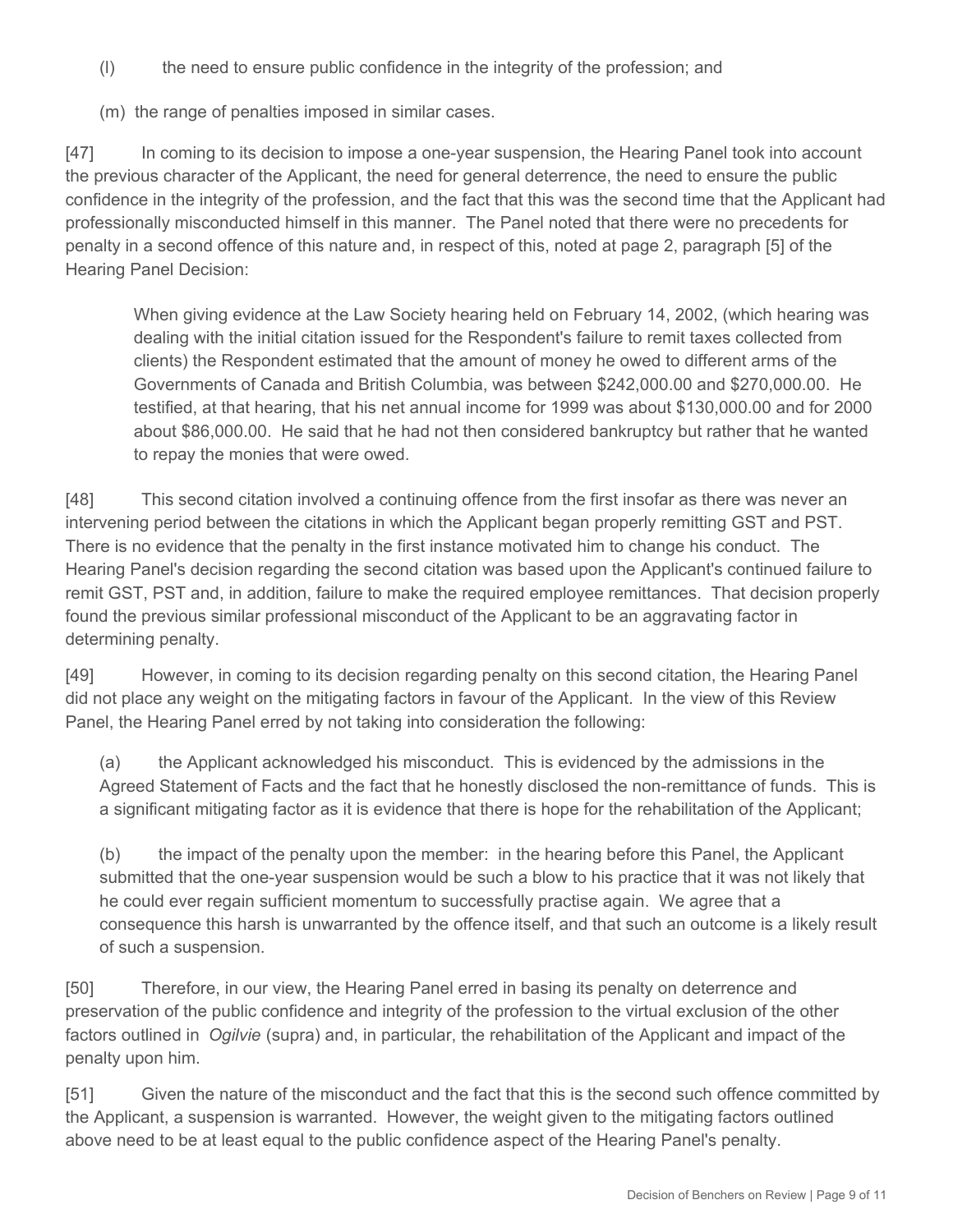(l) the need to ensure public confidence in the integrity of the profession; and

(m) the range of penalties imposed in similar cases.

[47] In coming to its decision to impose a one-year suspension, the Hearing Panel took into account the previous character of the Applicant, the need for general deterrence, the need to ensure the public confidence in the integrity of the profession, and the fact that this was the second time that the Applicant had professionally misconducted himself in this manner. The Panel noted that there were no precedents for penalty in a second offence of this nature and, in respect of this, noted at page 2, paragraph [5] of the Hearing Panel Decision:

> When giving evidence at the Law Society hearing held on February 14, 2002, (which hearing was dealing with the initial citation issued for the Respondent's failure to remit taxes collected from clients) the Respondent estimated that the amount of money he owed to different arms of the Governments of Canada and British Columbia, was between $242,000.00 and $270,000.00. He testified, at that hearing, that his net annual income for 1999 was about $130,000.00 and for 2000 about $86,000.00. He said that he had not then considered bankruptcy but rather that he wanted to repay the monies that were owed.

[48] This second citation involved a continuing offence from the first insofar as there was never an intervening period between the citations in which the Applicant began properly remitting GST and PST. There is no evidence that the penalty in the first instance motivated him to change his conduct. The Hearing Panel's decision regarding the second citation was based upon the Applicant's continued failure to remit GST, PST and, in addition, failure to make the required employee remittances. That decision properly found the previous similar professional misconduct of the Applicant to be an aggravating factor in determining penalty.

[49] However, in coming to its decision regarding penalty on this second citation, the Hearing Panel did not place any weight on the mitigating factors in favour of the Applicant. In the view of this Review Panel, the Hearing Panel erred by not taking into consideration the following:

(a) the Applicant acknowledged his misconduct. This is evidenced by the admissions in the Agreed Statement of Facts and the fact that he honestly disclosed the non-remittance of funds. This is a significant mitigating factor as it is evidence that there is hope for the rehabilitation of the Applicant;

(b) the impact of the penalty upon the member: in the hearing before this Panel, the Applicant submitted that the one-year suspension would be such a blow to his practice that it was not likely that he could ever regain sufficient momentum to successfully practise again. We agree that a consequence this harsh is unwarranted by the offence itself, and that such an outcome is a likely result of such a suspension.

[50] Therefore, in our view, the Hearing Panel erred in basing its penalty on deterrence and preservation of the public confidence and integrity of the profession to the virtual exclusion of the other factors outlined in *Ogilvie* (supra) and, in particular, the rehabilitation of the Applicant and impact of the penalty upon him.

[51] Given the nature of the misconduct and the fact that this is the second such offence committed by the Applicant, a suspension is warranted. However, the weight given to the mitigating factors outlined above need to be at least equal to the public confidence aspect of the Hearing Panel's penalty.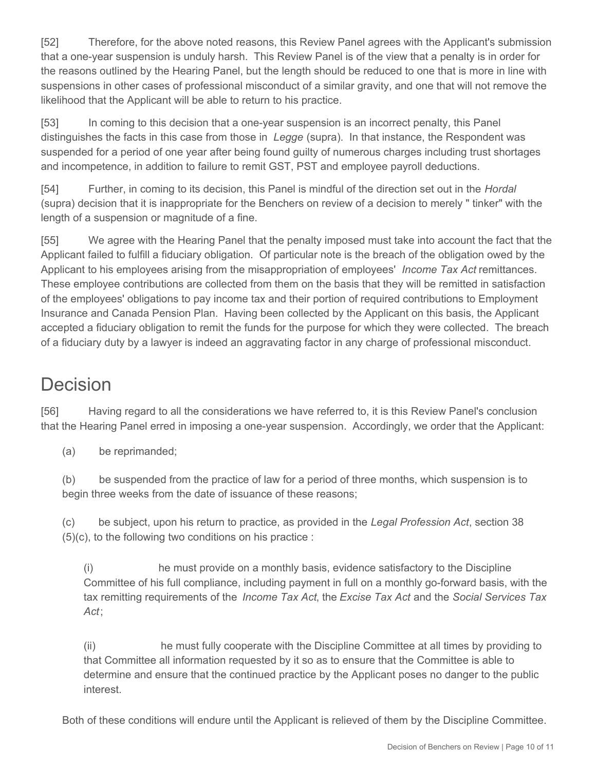[52] Therefore, for the above noted reasons, this Review Panel agrees with the Applicant's submission that a one-year suspension is unduly harsh. This Review Panel is of the view that a penalty is in order for the reasons outlined by the Hearing Panel, but the length should be reduced to one that is more in line with suspensions in other cases of professional misconduct of a similar gravity, and one that will not remove the likelihood that the Applicant will be able to return to his practice.

[53] In coming to this decision that a one-year suspension is an incorrect penalty, this Panel distinguishes the facts in this case from those in *Legge* (supra). In that instance, the Respondent was suspended for a period of one year after being found guilty of numerous charges including trust shortages and incompetence, in addition to failure to remit GST, PST and employee payroll deductions.

[54] Further, in coming to its decision, this Panel is mindful of the direction set out in the *Hordal* (supra) decision that it is inappropriate for the Benchers on review of a decision to merely " tinker" with the length of a suspension or magnitude of a fine.

[55] We agree with the Hearing Panel that the penalty imposed must take into account the fact that the Applicant failed to fulfill a fiduciary obligation. Of particular note is the breach of the obligation owed by the Applicant to his employees arising from the misappropriation of employees' *Income Tax Act* remittances. These employee contributions are collected from them on the basis that they will be remitted in satisfaction of the employees' obligations to pay income tax and their portion of required contributions to Employment Insurance and Canada Pension Plan. Having been collected by the Applicant on this basis, the Applicant accepted a fiduciary obligation to remit the funds for the purpose for which they were collected. The breach of a fiduciary duty by a lawyer is indeed an aggravating factor in any charge of professional misconduct.

# Decision

[56] Having regard to all the considerations we have referred to, it is this Review Panel's conclusion that the Hearing Panel erred in imposing a one-year suspension. Accordingly, we order that the Applicant:

(a) be reprimanded;

(b) be suspended from the practice of law for a period of three months, which suspension is to begin three weeks from the date of issuance of these reasons;

(c) be subject, upon his return to practice, as provided in the *Legal Profession Act*, section 38 (5)(c), to the following two conditions on his practice :

(i) he must provide on a monthly basis, evidence satisfactory to the Discipline Committee of his full compliance, including payment in full on a monthly go-forward basis, with the tax remitting requirements of the *Income Tax Act*, the *Excise Tax Act* and the *Social Services Tax Act*;

(ii) he must fully cooperate with the Discipline Committee at all times by providing to that Committee all information requested by it so as to ensure that the Committee is able to determine and ensure that the continued practice by the Applicant poses no danger to the public interest.

Both of these conditions will endure until the Applicant is relieved of them by the Discipline Committee.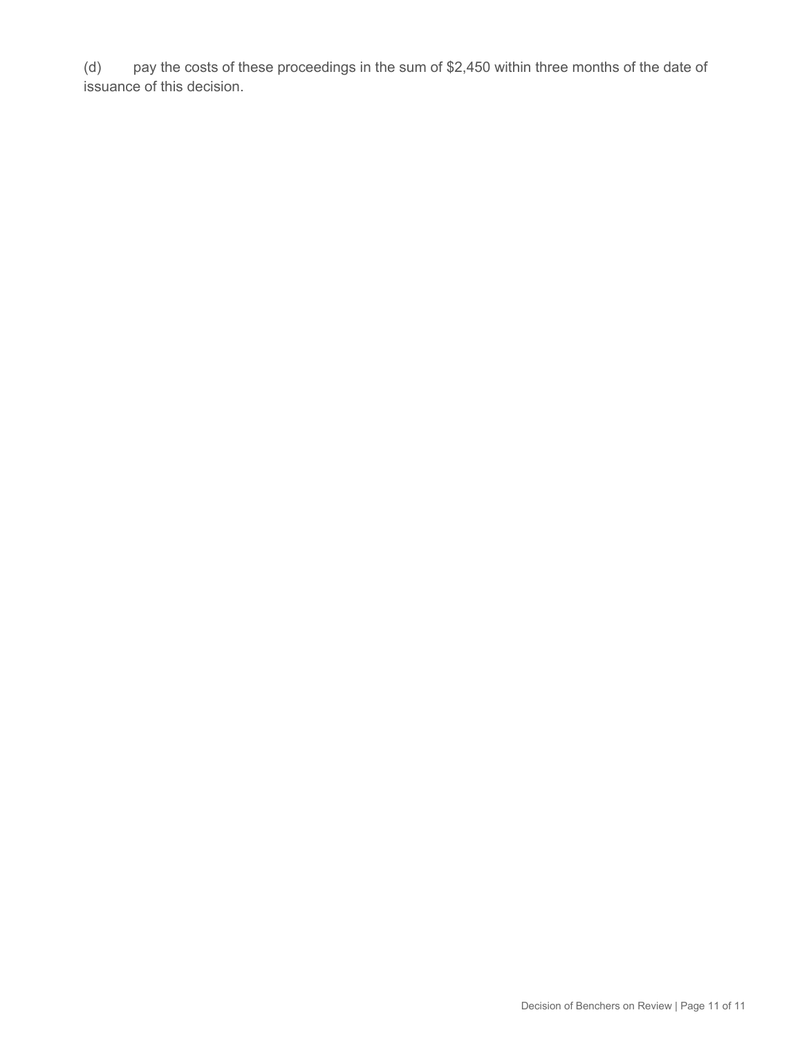(d) pay the costs of these proceedings in the sum of $2,450 within three months of the date of issuance of this decision.